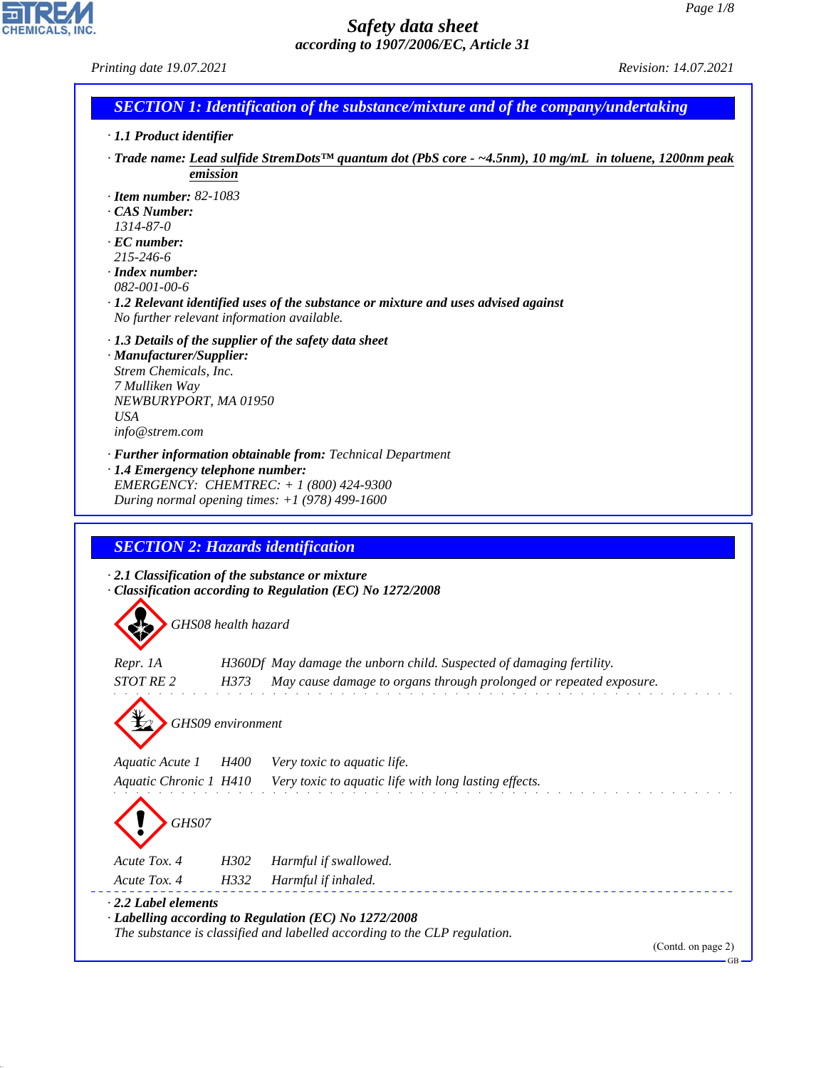# Safety data sheet

*according to 1907/2006/EC, Article 31*

Printing date 19.07.2021 Revision: 14.07.2021

## SECTION 1: Identification of the substance/mixture and of the company/undertaking

· **1.1 Product identifier**

· **Trade name:** Lead sulfide StremDots™ quantum dot (PbS core - ~4.5nm), 10 mg/mL in toluene, 1200nm peak emission

· **Item number:** 82-1083
· **CAS Number:**
1314-87-0
· **EC number:**
215-246-6
· **Index number:**
082-001-00-6
· **1.2 Relevant identified uses of the substance or mixture and uses advised against**
No further relevant information available.

· **1.3 Details of the supplier of the safety data sheet**
· **Manufacturer/Supplier:**
Strem Chemicals, Inc.
7 Mulliken Way
NEWBURYPORT, MA 01950
USA
info@strem.com

· **Further information obtainable from:** Technical Department
· **1.4 Emergency telephone number:**
EMERGENCY: CHEMTREC: + 1 (800) 424-9300
During normal opening times: +1 (978) 499-1600

## SECTION 2: Hazards identification

· **2.1 Classification of the substance or mixture**
· **Classification according to Regulation (EC) No 1272/2008**

GHS08 health hazard

| | | |
|---|---|---|
| Repr. 1A | H360Df | May damage the unborn child. Suspected of damaging fertility. |
| STOT RE 2 | H373 | May cause damage to organs through prolonged or repeated exposure. |

GHS09 environment

| | | |
|---|---|---|
| Aquatic Acute 1 | H400 | Very toxic to aquatic life. |
| Aquatic Chronic 1 | H410 | Very toxic to aquatic life with long lasting effects. |

GHS07

| | | |
|---|---|---|
| Acute Tox. 4 | H302 | Harmful if swallowed. |
| Acute Tox. 4 | H332 | Harmful if inhaled. |

· **2.2 Label elements**
· **Labelling according to Regulation (EC) No 1272/2008**
The substance is classified and labelled according to the CLP regulation.

(Contd. on page 2)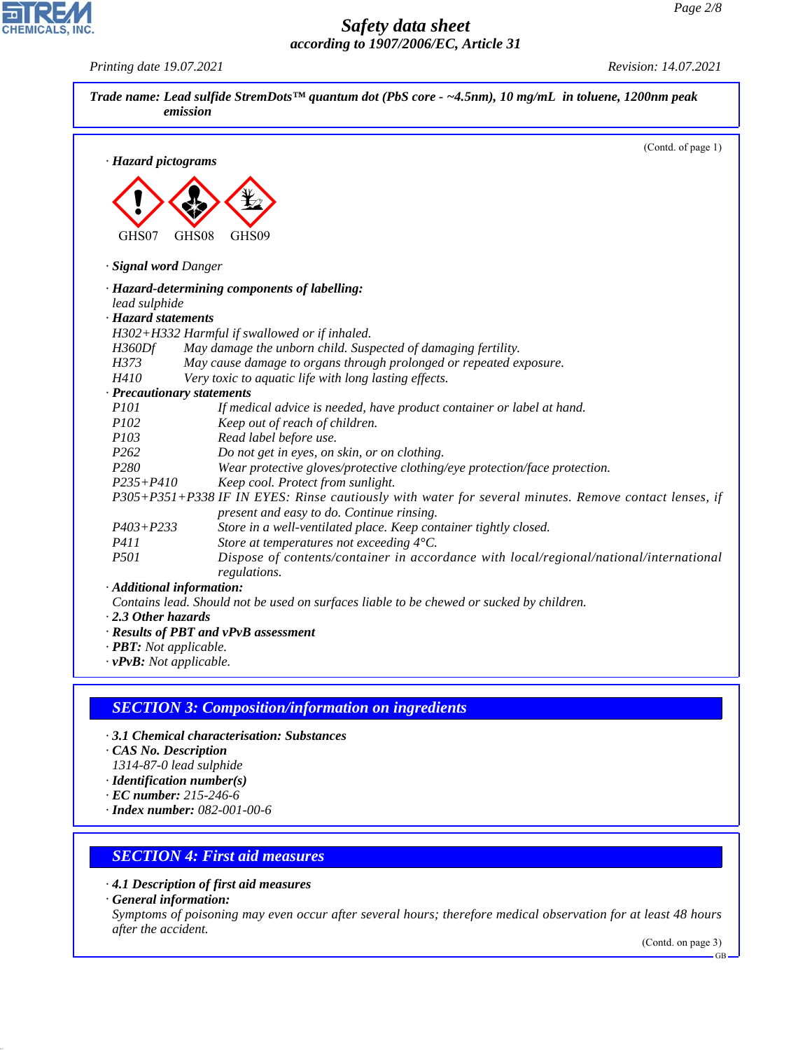**Trade name: Lead sulfide StremDots™ quantum dot (PbS core - ~4.5nm), 10 mg/mL in toluene, 1200nm peak emission**

(Contd. of page 1)

· **Hazard pictograms**

GHS07 GHS08 GHS09

· **Signal word** Danger

· **Hazard-determining components of labelling:**
lead sulphide

· **Hazard statements**

| | |
|---|---|
| H302+H332 | Harmful if swallowed or if inhaled. |
| H360Df | May damage the unborn child. Suspected of damaging fertility. |
| H373 | May cause damage to organs through prolonged or repeated exposure. |
| H410 | Very toxic to aquatic life with long lasting effects. |

· **Precautionary statements**

| | |
|---|---|
| P101 | If medical advice is needed, have product container or label at hand. |
| P102 | Keep out of reach of children. |
| P103 | Read label before use. |
| P262 | Do not get in eyes, on skin, or on clothing. |
| P280 | Wear protective gloves/protective clothing/eye protection/face protection. |
| P235+P410 | Keep cool. Protect from sunlight. |
| P305+P351+P338 | IF IN EYES: Rinse cautiously with water for several minutes. Remove contact lenses, if present and easy to do. Continue rinsing. |
| P403+P233 | Store in a well-ventilated place. Keep container tightly closed. |
| P411 | Store at temperatures not exceeding 4°C. |
| P501 | Dispose of contents/container in accordance with local/regional/national/international regulations. |

· **Additional information:**
Contains lead. Should not be used on surfaces liable to be chewed or sucked by children.

· **2.3 Other hazards**

· **Results of PBT and vPvB assessment**

· **PBT:** Not applicable.

· **vPvB:** Not applicable.

## SECTION 3: Composition/information on ingredients

· **3.1 Chemical characterisation: Substances**

· **CAS No. Description**
1314-87-0 lead sulphide

· **Identification number(s)**

· **EC number:** 215-246-6

· **Index number:** 082-001-00-6

## SECTION 4: First aid measures

· **4.1 Description of first aid measures**

· **General information:**
Symptoms of poisoning may even occur after several hours; therefore medical observation for at least 48 hours after the accident.

(Contd. on page 3)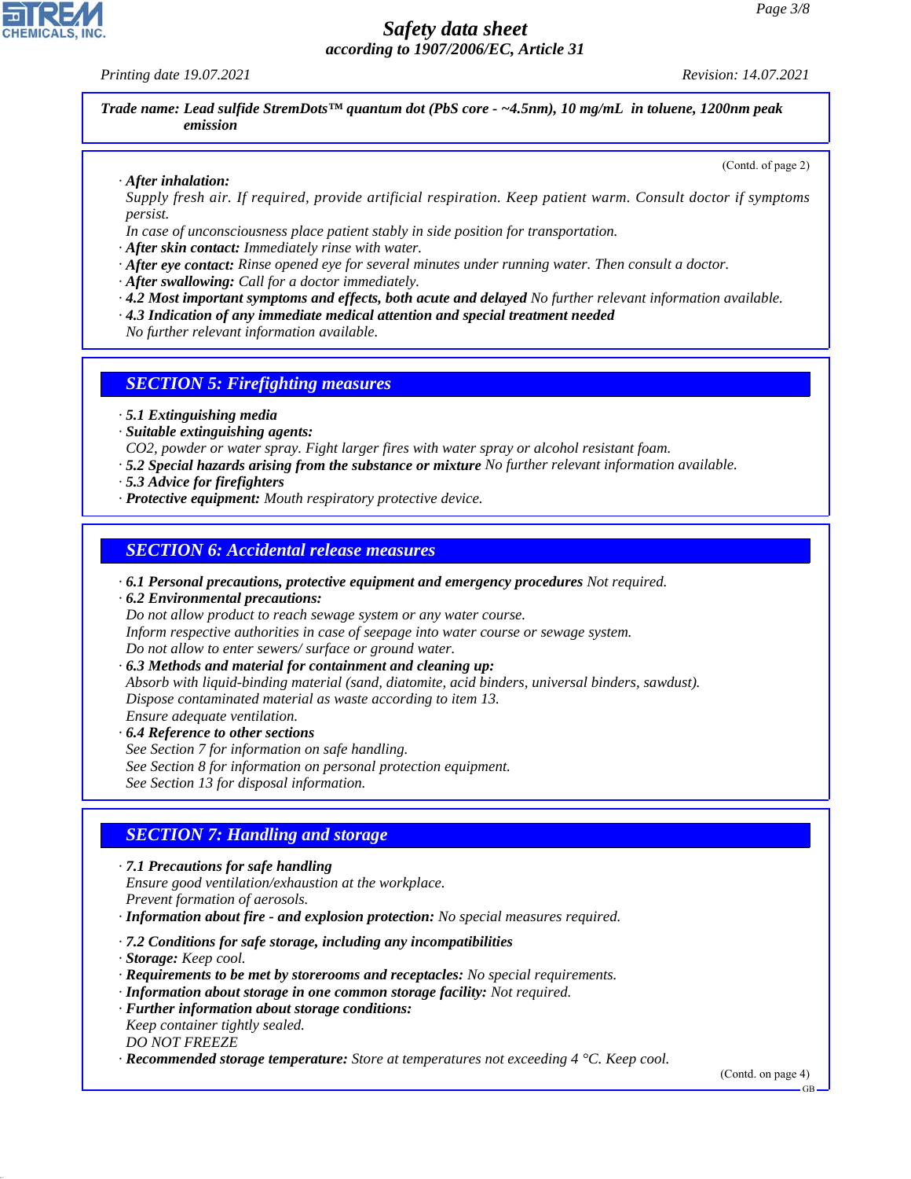**Trade name: Lead sulfide StremDots™ quantum dot (PbS core - ~4.5nm), 10 mg/mL in toluene, 1200nm peak emission**

(Contd. of page 2)

- ***After inhalation:***
  *Supply fresh air. If required, provide artificial respiration. Keep patient warm. Consult doctor if symptoms persist.*
  *In case of unconsciousness place patient stably in side position for transportation.*
- ***After skin contact:*** *Immediately rinse with water.*
- ***After eye contact:*** *Rinse opened eye for several minutes under running water. Then consult a doctor.*
- ***After swallowing:*** *Call for a doctor immediately.*
- ***4.2 Most important symptoms and effects, both acute and delayed*** *No further relevant information available.*
- ***4.3 Indication of any immediate medical attention and special treatment needed***
  *No further relevant information available.*

## *SECTION 5: Firefighting measures*

- ***5.1 Extinguishing media***
- ***Suitable extinguishing agents:***
  *$CO_2$, powder or water spray. Fight larger fires with water spray or alcohol resistant foam.*
- ***5.2 Special hazards arising from the substance or mixture*** *No further relevant information available.*
- ***5.3 Advice for firefighters***
- ***Protective equipment:*** *Mouth respiratory protective device.*

## *SECTION 6: Accidental release measures*

- ***6.1 Personal precautions, protective equipment and emergency procedures*** *Not required.*
- ***6.2 Environmental precautions:***
  *Do not allow product to reach sewage system or any water course.*
  *Inform respective authorities in case of seepage into water course or sewage system.*
  *Do not allow to enter sewers/ surface or ground water.*
- ***6.3 Methods and material for containment and cleaning up:***
  *Absorb with liquid-binding material (sand, diatomite, acid binders, universal binders, sawdust).*
  *Dispose contaminated material as waste according to item 13.*
  *Ensure adequate ventilation.*
- ***6.4 Reference to other sections***
  *See Section 7 for information on safe handling.*
  *See Section 8 for information on personal protection equipment.*
  *See Section 13 for disposal information.*

## *SECTION 7: Handling and storage*

- ***7.1 Precautions for safe handling***
  *Ensure good ventilation/exhaustion at the workplace.*
  *Prevent formation of aerosols.*
- ***Information about fire - and explosion protection:*** *No special measures required.*
- ***7.2 Conditions for safe storage, including any incompatibilities***
- ***Storage:*** *Keep cool.*
- ***Requirements to be met by storerooms and receptacles:*** *No special requirements.*
- ***Information about storage in one common storage facility:*** *Not required.*
- ***Further information about storage conditions:***
  *Keep container tightly sealed.*
  *DO NOT FREEZE*
- ***Recommended storage temperature:*** *Store at temperatures not exceeding 4 °C. Keep cool.*

(Contd. on page 4)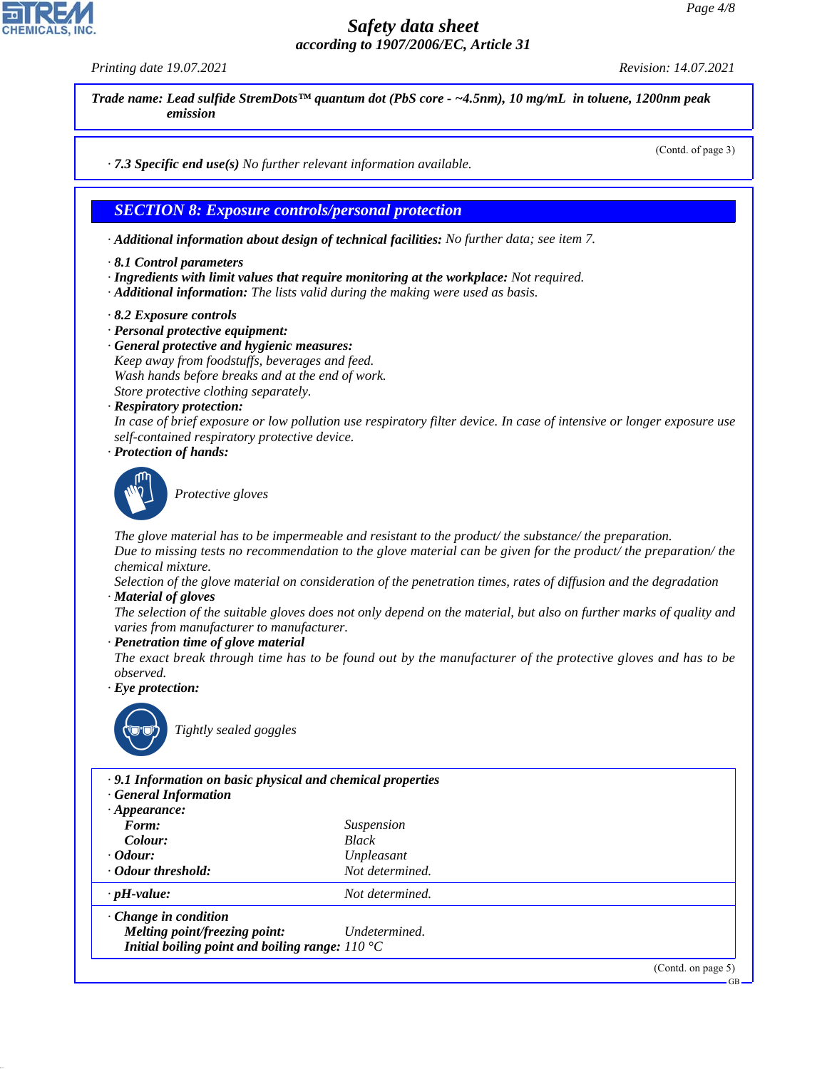Trade name: Lead sulfide StremDots™ quantum dot (PbS core - ~4.5nm), 10 mg/mL in toluene, 1200nm peak emission

(Contd. of page 3)

· **7.3 Specific end use(s)** No further relevant information available.

## SECTION 8: Exposure controls/personal protection

· **Additional information about design of technical facilities:** No further data; see item 7.

· **8.1 Control parameters**
· **Ingredients with limit values that require monitoring at the workplace:** Not required.
· **Additional information:** The lists valid during the making were used as basis.

· **8.2 Exposure controls**
· **Personal protective equipment:**
· **General protective and hygienic measures:**
Keep away from foodstuffs, beverages and feed.
Wash hands before breaks and at the end of work.
Store protective clothing separately.
· **Respiratory protection:**
In case of brief exposure or low pollution use respiratory filter device. In case of intensive or longer exposure use self-contained respiratory protective device.
· **Protection of hands:**

Protective gloves

The glove material has to be impermeable and resistant to the product/ the substance/ the preparation.
Due to missing tests no recommendation to the glove material can be given for the product/ the preparation/ the chemical mixture.
Selection of the glove material on consideration of the penetration times, rates of diffusion and the degradation
· **Material of gloves**
The selection of the suitable gloves does not only depend on the material, but also on further marks of quality and varies from manufacturer to manufacturer.
· **Penetration time of glove material**
The exact break through time has to be found out by the manufacturer of the protective gloves and has to be observed.
· **Eye protection:**

Tightly sealed goggles

· **9.1 Information on basic physical and chemical properties**
· **General Information**
· **Appearance:**

| | |
|---|---|
| **Form:** | Suspension |
| **Colour:** | Black |
| · **Odour:** | Unpleasant |
| · **Odour threshold:** | Not determined. |
| · **pH-value:** | Not determined. |
| · **Change in condition** | |
| **Melting point/freezing point:** | Undetermined. |
| **Initial boiling point and boiling range:** | 110 °C |

(Contd. on page 5)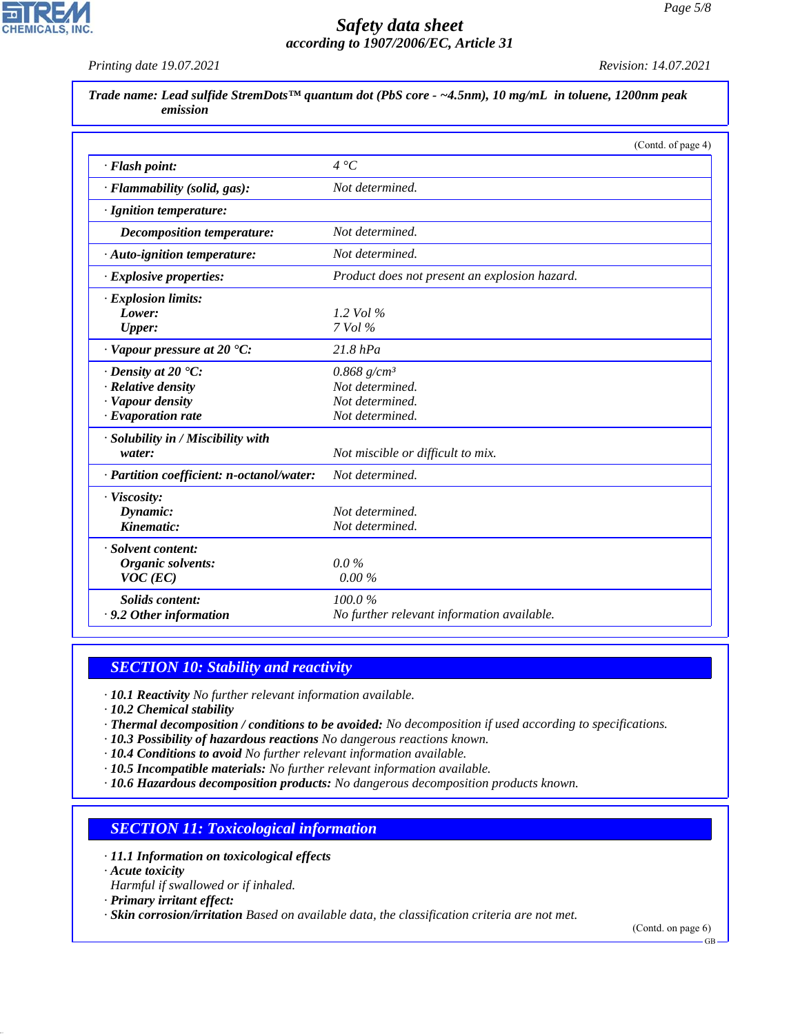Trade name: Lead sulfide StremDots™ quantum dot (PbS core - ~4.5nm), 10 mg/mL in toluene, 1200nm peak emission

(Contd. of page 4)

| | |
|---|---|
| · **Flash point:** | 4 °C |
| · **Flammability (solid, gas):** | Not determined. |
| · **Ignition temperature:** | |
| **Decomposition temperature:** | Not determined. |
| · **Auto-ignition temperature:** | Not determined. |
| · **Explosive properties:** | Product does not present an explosion hazard. |
| · **Explosion limits:** | |
| **Lower:** | 1.2 Vol % |
| **Upper:** | 7 Vol % |
| · **Vapour pressure at 20 °C:** | 21.8 hPa |
| · **Density at 20 °C:** | 0.868 g/cm³ |
| · **Relative density** | Not determined. |
| · **Vapour density** | Not determined. |
| · **Evaporation rate** | Not determined. |
| · **Solubility in / Miscibility with water:** | Not miscible or difficult to mix. |
| · **Partition coefficient: n-octanol/water:** | Not determined. |
| · **Viscosity:** | |
| **Dynamic:** | Not determined. |
| **Kinematic:** | Not determined. |
| · **Solvent content:** | |
| **Organic solvents:** | 0.0 % |
| **VOC (EC)** | 0.00 % |
| **Solids content:** | 100.0 % |
| · **9.2 Other information** | No further relevant information available. |

## SECTION 10: Stability and reactivity

· **10.1 Reactivity** No further relevant information available.
· **10.2 Chemical stability**
· **Thermal decomposition / conditions to be avoided:** No decomposition if used according to specifications.
· **10.3 Possibility of hazardous reactions** No dangerous reactions known.
· **10.4 Conditions to avoid** No further relevant information available.
· **10.5 Incompatible materials:** No further relevant information available.
· **10.6 Hazardous decomposition products:** No dangerous decomposition products known.

## SECTION 11: Toxicological information

· **11.1 Information on toxicological effects**
· **Acute toxicity**
Harmful if swallowed or if inhaled.
· **Primary irritant effect:**
· **Skin corrosion/irritation** Based on available data, the classification criteria are not met.

(Contd. on page 6)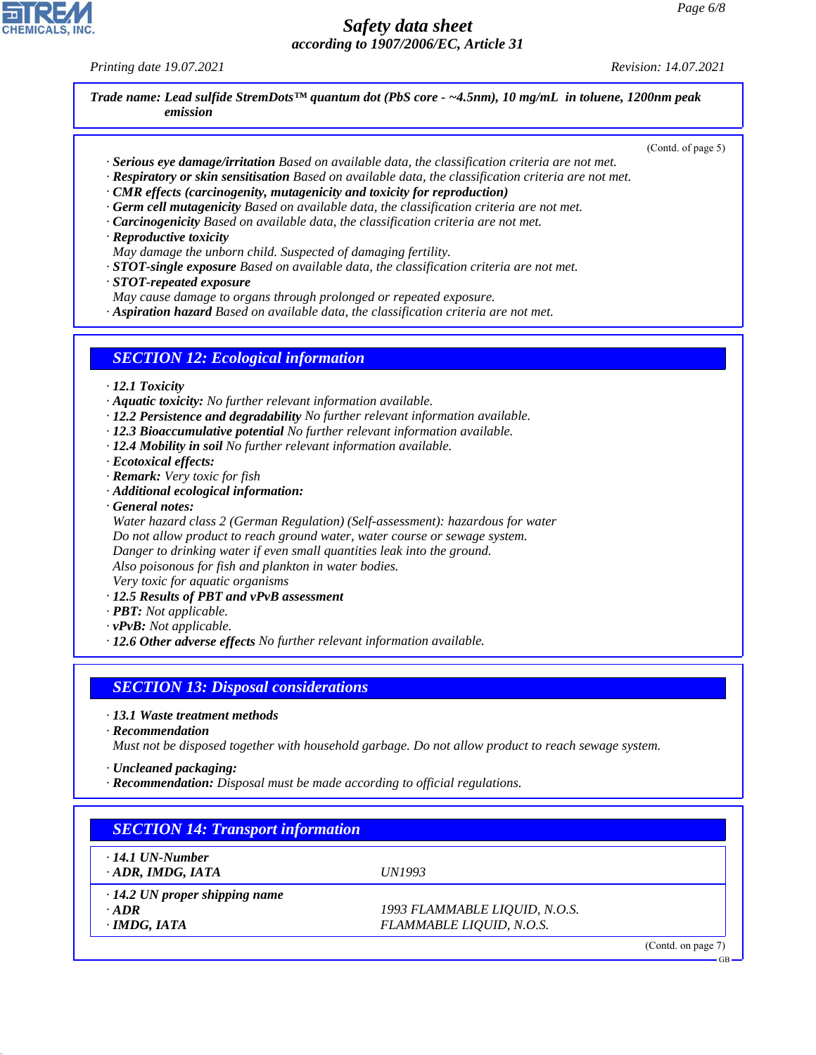**Trade name: Lead sulfide StremDots™ quantum dot (PbS core - ~4.5nm), 10 mg/mL in toluene, 1200nm peak emission**

(Contd. of page 5)

· **Serious eye damage/irritation** Based on available data, the classification criteria are not met.
· **Respiratory or skin sensitisation** Based on available data, the classification criteria are not met.
· **CMR effects (carcinogenity, mutagenicity and toxicity for reproduction)**
· **Germ cell mutagenicity** Based on available data, the classification criteria are not met.
· **Carcinogenicity** Based on available data, the classification criteria are not met.
· **Reproductive toxicity**
May damage the unborn child. Suspected of damaging fertility.
· **STOT-single exposure** Based on available data, the classification criteria are not met.
· **STOT-repeated exposure**
May cause damage to organs through prolonged or repeated exposure.
· **Aspiration hazard** Based on available data, the classification criteria are not met.

## SECTION 12: Ecological information

· **12.1 Toxicity**
· **Aquatic toxicity:** No further relevant information available.
· **12.2 Persistence and degradability** No further relevant information available.
· **12.3 Bioaccumulative potential** No further relevant information available.
· **12.4 Mobility in soil** No further relevant information available.
· **Ecotoxical effects:**
· **Remark:** Very toxic for fish
· **Additional ecological information:**
· **General notes:**
Water hazard class 2 (German Regulation) (Self-assessment): hazardous for water
Do not allow product to reach ground water, water course or sewage system.
Danger to drinking water if even small quantities leak into the ground.
Also poisonous for fish and plankton in water bodies.
Very toxic for aquatic organisms
· **12.5 Results of PBT and vPvB assessment**
· **PBT:** Not applicable.
· **vPvB:** Not applicable.
· **12.6 Other adverse effects** No further relevant information available.

## SECTION 13: Disposal considerations

· **13.1 Waste treatment methods**
· **Recommendation**
Must not be disposed together with household garbage. Do not allow product to reach sewage system.

· **Uncleaned packaging:**
· **Recommendation:** Disposal must be made according to official regulations.

## SECTION 14: Transport information

| | |
|---|---|
| · **14.1 UN-Number** | |
| · **ADR, IMDG, IATA** | UN1993 |
| · **14.2 UN proper shipping name** | |
| · **ADR** | 1993 FLAMMABLE LIQUID, N.O.S. |
| · **IMDG, IATA** | FLAMMABLE LIQUID, N.O.S. |

(Contd. on page 7)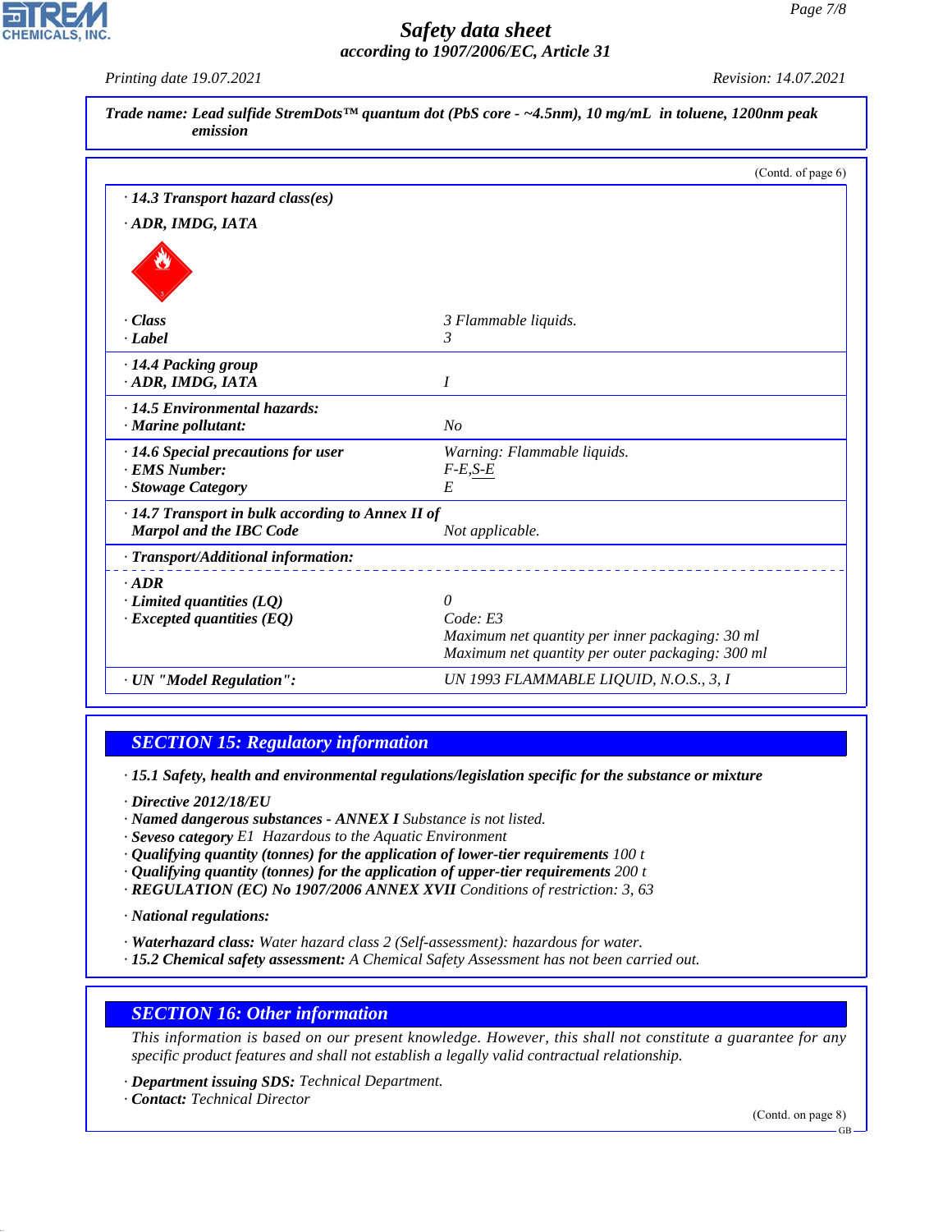**Trade name: Lead sulfide StremDots™ quantum dot (PbS core - ~4.5nm), 10 mg/mL in toluene, 1200nm peak emission**

(Contd. of page 6)

· **14.3 Transport hazard class(es)**

· **ADR, IMDG, IATA**

| | |
|---|---|
| · **Class** | 3 Flammable liquids. |
| · **Label** | 3 |
| · **14.4 Packing group** | |
| · **ADR, IMDG, IATA** | I |
| · **14.5 Environmental hazards:** | |
| · **Marine pollutant:** | No |
| · **14.6 Special precautions for user** | Warning: Flammable liquids. |
| · **EMS Number:** | F-E,S-E |
| · **Stowage Category** | E |
| · **14.7 Transport in bulk according to Annex II of Marpol and the IBC Code** | Not applicable. |
| · **Transport/Additional information:** | |
| · **ADR** | |
| · **Limited quantities (LQ)** | 0 |
| · **Excepted quantities (EQ)** | Code: E3<br>Maximum net quantity per inner packaging: 30 ml<br>Maximum net quantity per outer packaging: 300 ml |
| · **UN "Model Regulation":** | UN 1993 FLAMMABLE LIQUID, N.O.S., 3, I |

## SECTION 15: Regulatory information

· **15.1 Safety, health and environmental regulations/legislation specific for the substance or mixture**

· **Directive 2012/18/EU**
· **Named dangerous substances - ANNEX I** Substance is not listed.
· **Seveso category** E1 Hazardous to the Aquatic Environment
· **Qualifying quantity (tonnes) for the application of lower-tier requirements** 100 t
· **Qualifying quantity (tonnes) for the application of upper-tier requirements** 200 t
· **REGULATION (EC) No 1907/2006 ANNEX XVII** Conditions of restriction: 3, 63

· **National regulations:**

· **Waterhazard class:** Water hazard class 2 (Self-assessment): hazardous for water.
· **15.2 Chemical safety assessment:** A Chemical Safety Assessment has not been carried out.

## SECTION 16: Other information

This information is based on our present knowledge. However, this shall not constitute a guarantee for any specific product features and shall not establish a legally valid contractual relationship.

· **Department issuing SDS:** Technical Department.
· **Contact:** Technical Director

(Contd. on page 8)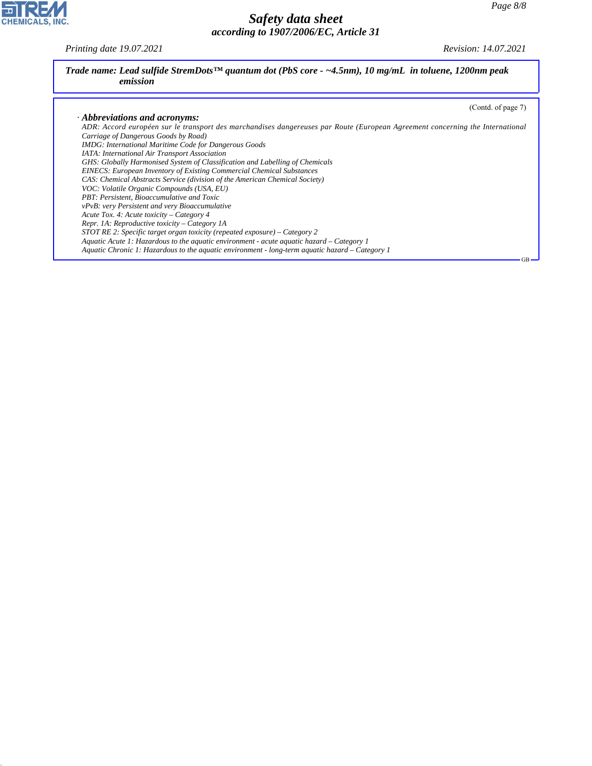**Trade name: Lead sulfide StremDots™ quantum dot (PbS core - ~4.5nm), 10 mg/mL in toluene, 1200nm peak emission**

(Contd. of page 7)

· ***Abbreviations and acronyms:***

*ADR: Accord européen sur le transport des marchandises dangereuses par Route (European Agreement concerning the International Carriage of Dangerous Goods by Road)*
*IMDG: International Maritime Code for Dangerous Goods*
*IATA: International Air Transport Association*
*GHS: Globally Harmonised System of Classification and Labelling of Chemicals*
*EINECS: European Inventory of Existing Commercial Chemical Substances*
*CAS: Chemical Abstracts Service (division of the American Chemical Society)*
*VOC: Volatile Organic Compounds (USA, EU)*
*PBT: Persistent, Bioaccumulative and Toxic*
*vPvB: very Persistent and very Bioaccumulative*
*Acute Tox. 4: Acute toxicity – Category 4*
*Repr. 1A: Reproductive toxicity – Category 1A*
*STOT RE 2: Specific target organ toxicity (repeated exposure) – Category 2*
*Aquatic Acute 1: Hazardous to the aquatic environment - acute aquatic hazard – Category 1*
*Aquatic Chronic 1: Hazardous to the aquatic environment - long-term aquatic hazard – Category 1*

GB